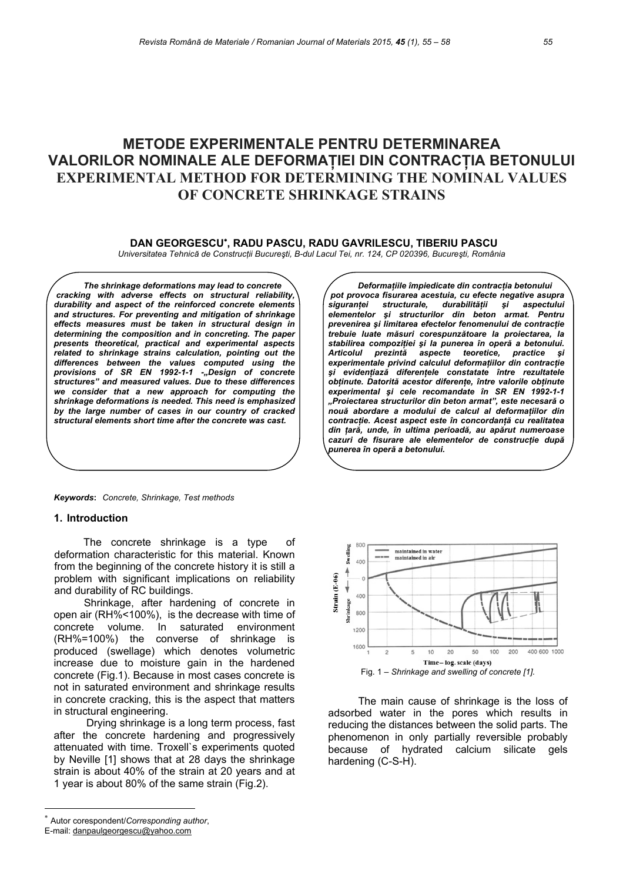# METODE EXPERIMENTALE PENTRU DETERMINAREA VALORILOR NOMINALE ALE DEFORMAȚIEI DIN CONTRACȚIA BETONULUI

# EXPERIMENTAL METHOD FOR DETERMINING THE NOMINAL VALUES OF CONCRETE SHRINKAGE STRAINS

**DAN GEORGESCU[*], RADU PASCU, RADU GAVRILESCU, TIBERIU PASCU**

*Universitatea Tehnică de Construcții Bucureşti, B-dul Lacul Tei, nr. 124, CP 020396, Bucureşti, România*

***The shrinkage deformations may lead to concrete cracking with adverse effects on structural reliability, durability and aspect of the reinforced concrete elements and structures. For preventing and mitigation of shrinkage effects measures must be taken in structural design in determining the composition and in concreting. The paper presents theoretical, practical and experimental aspects related to shrinkage strains calculation, pointing out the differences between the values computed using the provisions of SR EN 1992-1-1 -„Design of concrete structures" and measured values. Due to these differences we consider that a new approach for computing the shrinkage deformations is needed. This need is emphasized by the large number of cases in our country of cracked structural elements short time after the concrete was cast.***

***Deformațiile împiedicate din contracția betonului pot provoca fisurarea acestuia, cu efecte negative asupra siguranței structurale, durabilității şi aspectului elementelor şi structurilor din beton armat. Pentru prevenirea şi limitarea efectelor fenomenului de contracție trebuie luate măsuri corespunzătoare la proiectarea, la stabilirea compoziției şi la punerea în operă a betonului. Articolul prezintă aspecte teoretice, practice şi experimentale privind calculul deformațiilor din contracție şi evidențiază diferențele constatate între rezultatele obținute. Datorită acestor diferențe, între valorile obținute experimental şi cele recomandate în SR EN 1992-1-1 „Proiectarea structurilor din beton armat", este necesară o nouă abordare a modului de calcul al deformațiilor din contracție. Acest aspect este în concordanță cu realitatea din țară, unde, în ultima perioadă, au apărut numeroase cazuri de fisurare ale elementelor de construcție după punerea în operă a betonului.***

***Keywords*:** *Concrete, Shrinkage, Test methods*

## 1. Introduction

The concrete shrinkage is a type of deformation characteristic for this material. Known from the beginning of the concrete history it is still a problem with significant implications on reliability and durability of RC buildings.

Shrinkage, after hardening of concrete in open air (RH%<100%), is the decrease with time of concrete volume. In saturated environment (RH%=100%) the converse of shrinkage is produced (swellage) which denotes volumetric increase due to moisture gain in the hardened concrete (Fig.1). Because in most cases concrete is not in saturated environment and shrinkage results in concrete cracking, this is the aspect that matters in structural engineering.

Drying shrinkage is a long term process, fast after the concrete hardening and progressively attenuated with time. Troxell`s experiments quoted by Neville [1] shows that at 28 days the shrinkage strain is about 40% of the strain at 20 years and at 1 year is about 80% of the same strain (Fig.2).

Fig. 1 – *Shrinkage and swelling of concrete [1].*

The main cause of shrinkage is the loss of adsorbed water in the pores which results in reducing the distances between the solid parts. The phenomenon in only partially reversible probably because of hydrated calcium silicate gels hardening (C-S-H).

[*] Autor corespondent/*Corresponding author*,
E-mail: danpaulgeorgescu@yahoo.com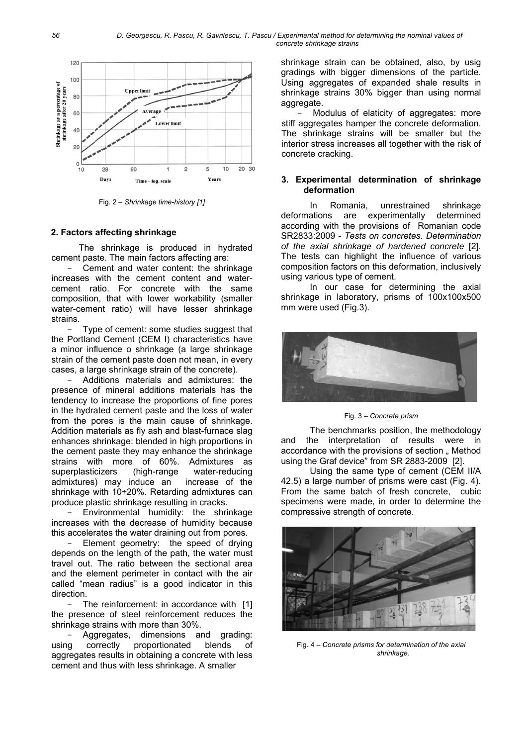Fig. 2 – *Shrinkage time-history [1]*

## 2. Factors affecting shrinkage

The shrinkage is produced in hydrated cement paste. The main factors affecting are:

- Cement and water content: the shrinkage increases with the cement content and water-cement ratio. For concrete with the same composition, that with lower workability (smaller water-cement ratio) will have lesser shrinkage strains.
- Type of cement: some studies suggest that the Portland Cement (CEM I) characteristics have a minor influence o shrinkage (a large shrinkage strain of the cement paste doen not mean, in every cases, a large shrinkage strain of the concrete).
- Additions materials and admixtures: the presence of mineral additions materials has the tendency to increase the proportions of fine pores in the hydrated cement paste and the loss of water from the pores is the main cause of shrinkage. Addition materials as fly ash and blast-furnace slag enhances shrinkage: blended in high proportions in the cement paste they may enhance the shrinkage strains with more of 60%. Admixtures as superplasticizers (high-range water-reducing admixtures) may induce an increase of the shrinkage with 10÷20%. Retarding admixtures can produce plastic shrinkage resulting in cracks.
- Environmental humidity: the shrinkage increases with the decrease of humidity because this accelerates the water draining out from pores.
- Element geometry: the speed of drying depends on the length of the path, the water must travel out. The ratio between the sectional area and the element perimeter in contact with the air called "mean radius" is a good indicator in this direction.
- The reinforcement: in accordance with [1] the presence of steel reinforcement reduces the shrinkage strains with more than 30%.
- Aggregates, dimensions and grading: using correctly proportionated blends of aggregates results in obtaining a concrete with less cement and thus with less shrinkage. A smaller shrinkage strain can be obtained, also, by usig gradings with bigger dimensions of the particle. Using aggregates of expanded shale results in shrinkage strains 30% bigger than using normal aggregate.
- Modulus of elaticity of aggregates: more stiff aggregates hamper the concrete deformation. The shrinkage strains will be smaller but the interior stress increases all together with the risk of concrete cracking.

## 3. Experimental determination of shrinkage deformation

In Romania, unrestrained shrinkage deformations are experimentally determined according with the provisions of Romanian code SR2833:2009 - *Tests on concretes. Determination of the axial shrinkage of hardened concrete* [2]. The tests can highlight the influence of various composition factors on this deformation, inclusively using various type of cement.

In our case for determining the axial shrinkage in laboratory, prisms of 100x100x500 mm were used (Fig.3).

Fig. 3 – *Concrete prism*

The benchmarks position, the methodology and the interpretation of results were in accordance with the provisions of section „ Method using the Graf device" from SR 2883-2009 [2].

Using the same type of cement (CEM II/A 42.5) a large number of prisms were cast (Fig. 4). From the same batch of fresh concrete, cubic specimens were made, in order to determine the compressive strength of concrete.

Fig. 4 – *Concrete prisms for determination of the axial shrinkage.*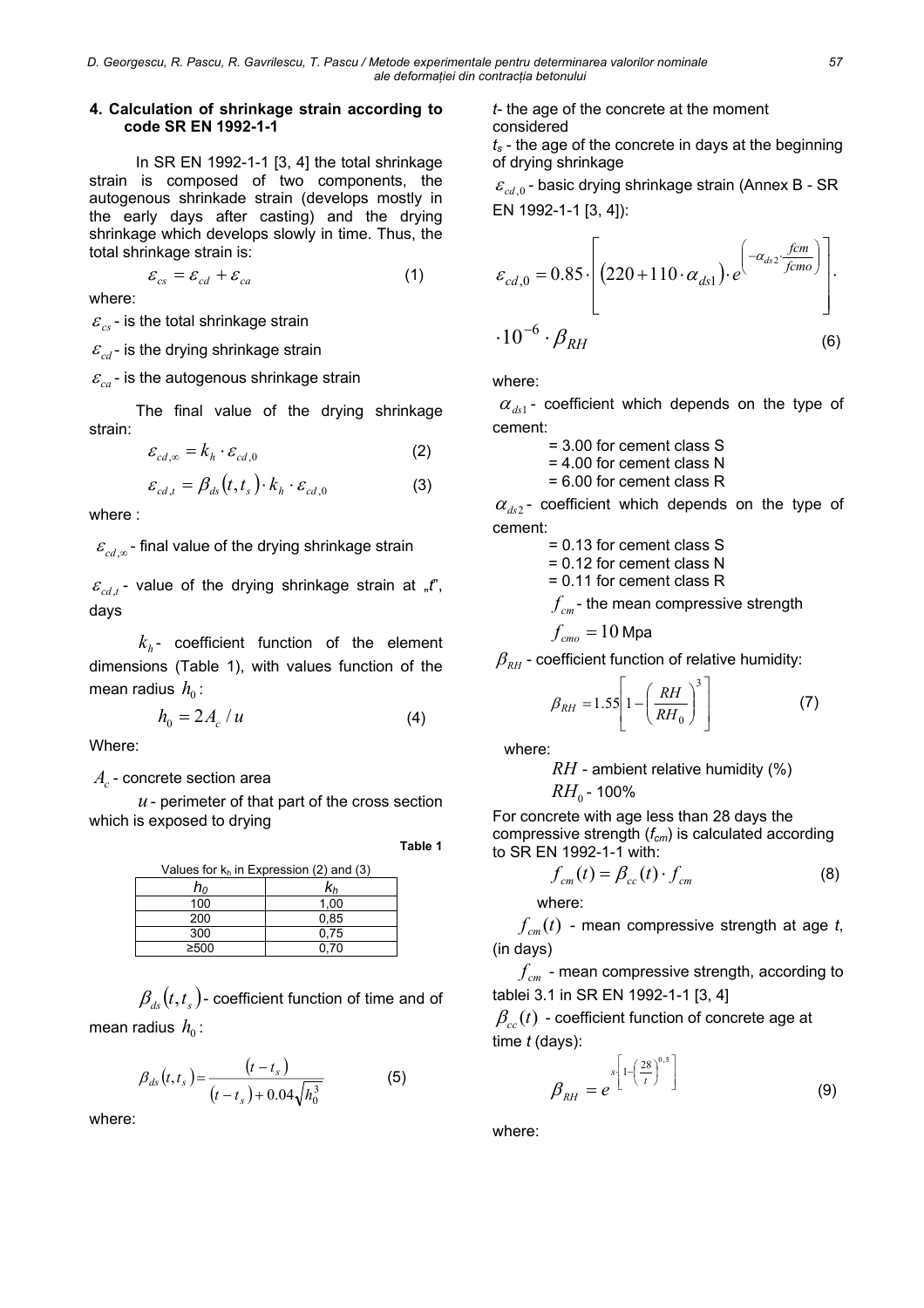## 4. Calculation of shrinkage strain according to code SR EN 1992-1-1

In SR EN 1992-1-1 [3, 4] the total shrinkage strain is composed of two components, the autogenous shrinkade strain (develops mostly in the early days after casting) and the drying shrinkage which develops slowly in time. Thus, the total shrinkage strain is:

$$\varepsilon_{cs} = \varepsilon_{cd} + \varepsilon_{ca} \tag{1}$$

where:

$\varepsilon_{cs}$ - is the total shrinkage strain

$\varepsilon_{cd}$ - is the drying shrinkage strain

$\varepsilon_{ca}$ - is the autogenous shrinkage strain

The final value of the drying shrinkage strain:

$$\varepsilon_{cd,\infty} = k_h \cdot \varepsilon_{cd,0} \tag{2}$$

$$\varepsilon_{cd,t} = \beta_{ds}(t, t_s) \cdot k_h \cdot \varepsilon_{cd,0} \tag{3}$$

where :

$\varepsilon_{cd,\infty}$ - final value of the drying shrinkage strain

$\varepsilon_{cd,t}$ - value of the drying shrinkage strain at „$t$", days

$k_h$ - coefficient function of the element dimensions (Table 1), with values function of the mean radius $h_0$:

$$h_0 = 2A_c / u \tag{4}$$

Where:

$A_c$ - concrete section area

$u$ - perimeter of that part of the cross section which is exposed to drying

**Table 1**

Values for $k_h$ in Expression (2) and (3)

| $h_0$ | $k_h$ |
|---|---|
| 100 | 1,00 |
| 200 | 0,85 |
| 300 | 0,75 |
| ≥500 | 0,70 |

$\beta_{ds}(t, t_s)$ - coefficient function of time and of mean radius $h_0$:

$$\beta_{ds}(t, t_s) = \frac{(t - t_s)}{(t - t_s) + 0.04\sqrt{h_0^3}} \tag{5}$$

where:

$t$ - the age of the concrete at the moment considered

$t_s$ - the age of the concrete in days at the beginning of drying shrinkage

$\varepsilon_{cd,0}$ - basic drying shrinkage strain (Annex B - SR EN 1992-1-1 [3, 4]):

$$\varepsilon_{cd,0} = 0.85 \cdot \left[ (220 + 110 \cdot \alpha_{ds1}) \cdot e^{\left(-\alpha_{ds2} \cdot \frac{fcm}{fcmo}\right)} \right] \cdot 10^{-6} \cdot \beta_{RH} \tag{6}$$

where:

$\alpha_{ds1}$ - coefficient which depends on the type of cement:

= 3.00 for cement class S
= 4.00 for cement class N
= 6.00 for cement class R

$\alpha_{ds2}$ - coefficient which depends on the type of cement:

= 0.13 for cement class S
= 0.12 for cement class N
= 0.11 for cement class R

$f_{cm}$ - the mean compressive strength

$f_{cmo} = 10$ Mpa

$\beta_{RH}$ - coefficient function of relative humidity:

$$\beta_{RH} = 1.55\left[1 - \left(\frac{RH}{RH_0}\right)^3\right] \tag{7}$$

where:

$RH$ - ambient relative humidity (%)

$RH_0$ - 100%

For concrete with age less than 28 days the compressive strength ($f_{cm}$) is calculated according to SR EN 1992-1-1 with:

$$f_{cm}(t) = \beta_{cc}(t) \cdot f_{cm} \tag{8}$$

where:

$f_{cm}(t)$ - mean compressive strength at age $t$, (in days)

$f_{cm}$ - mean compressive strength, according to tablei 3.1 in SR EN 1992-1-1 [3, 4]

$\beta_{cc}(t)$ - coefficient function of concrete age at time $t$ (days):

$$\beta_{RH} = e^{s\left[1 - \left(\frac{28}{t}\right)^{0,5}\right]} \tag{9}$$

where: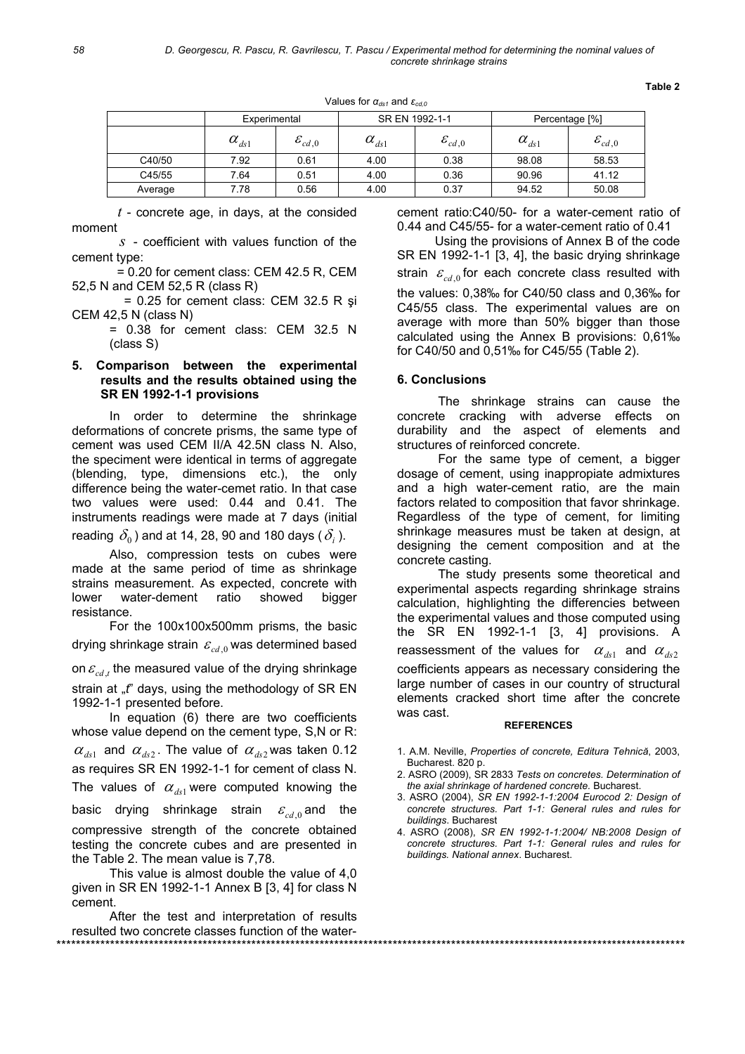**Table 2**

Values for $\alpha_{ds1}$ and $\varepsilon_{cd,0}$

| | Experimental | | SR EN 1992-1-1 | | Percentage [%] | |
|---|---|---|---|---|---|---|
| | $\alpha_{ds1}$ | $\varepsilon_{cd,0}$ | $\alpha_{ds1}$ | $\varepsilon_{cd,0}$ | $\alpha_{ds1}$ | $\varepsilon_{cd,0}$ |
| C40/50 | 7.92 | 0.61 | 4.00 | 0.38 | 98.08 | 58.53 |
| C45/55 | 7.64 | 0.51 | 4.00 | 0.36 | 90.96 | 41.12 |
| Average | 7.78 | 0.56 | 4.00 | 0.37 | 94.52 | 50.08 |

$t$ - concrete age, in days, at the consided moment

$s$ - coefficient with values function of the cement type:

= 0.20 for cement class: CEM 42.5 R, CEM 52,5 N and CEM 52,5 R (class R)

= 0.25 for cement class: CEM 32.5 R şi CEM 42,5 N (class N)

= 0.38 for cement class: CEM 32.5 N (class S)

## 5. Comparison between the experimental results and the results obtained using the SR EN 1992-1-1 provisions

In order to determine the shrinkage deformations of concrete prisms, the same type of cement was used CEM II/A 42.5N class N. Also, the speciment were identical in terms of aggregate (blending, type, dimensions etc.), the only difference being the water-cemet ratio. In that case two values were used: 0.44 and 0.41. The instruments readings were made at 7 days (initial reading $\delta_0$) and at 14, 28, 90 and 180 days ($\delta_i$).

Also, compression tests on cubes were made at the same period of time as shrinkage strains measurement. As expected, concrete with lower water-dement ratio showed bigger resistance.

For the 100x100x500mm prisms, the basic drying shrinkage strain $\varepsilon_{cd,0}$ was determined based on $\varepsilon_{cd,t}$ the measured value of the drying shrinkage strain at „$t$" days, using the methodology of SR EN 1992-1-1 presented before.

In equation (6) there are two coefficients whose value depend on the cement type, S,N or R: $\alpha_{ds1}$ and $\alpha_{ds2}$. The value of $\alpha_{ds2}$ was taken 0.12 as requires SR EN 1992-1-1 for cement of class N. The values of $\alpha_{ds1}$ were computed knowing the basic drying shrinkage strain $\varepsilon_{cd,0}$ and the compressive strength of the concrete obtained testing the concrete cubes and are presented in the Table 2. The mean value is 7,78.

This value is almost double the value of 4,0 given in SR EN 1992-1-1 Annex B [3, 4] for class N cement.

After the test and interpretation of results resulted two concrete classes function of the water-cement ratio:C40/50- for a water-cement ratio of 0.44 and C45/55- for a water-cement ratio of 0.41

Using the provisions of Annex B of the code SR EN 1992-1-1 [3, 4], the basic drying shrinkage strain $\varepsilon_{cd,0}$ for each concrete class resulted with the values: 0,38‰ for C40/50 class and 0,36‰ for C45/55 class. The experimental values are on average with more than 50% bigger than those calculated using the Annex B provisions: 0,61‰ for C40/50 and 0,51‰ for C45/55 (Table 2).

## 6. Conclusions

The shrinkage strains can cause the concrete cracking with adverse effects on durability and the aspect of elements and structures of reinforced concrete.

For the same type of cement, a bigger dosage of cement, using inappropiate admixtures and a high water-cement ratio, are the main factors related to composition that favor shrinkage. Regardless of the type of cement, for limiting shrinkage measures must be taken at design, at designing the cement composition and at the concrete casting.

The study presents some theoretical and experimental aspects regarding shrinkage strains calculation, highlighting the differencies between the experimental values and those computed using the SR EN 1992-1-1 [3, 4] provisions. A reassessment of the values for $\alpha_{ds1}$ and $\alpha_{ds2}$ coefficients appears as necessary considering the large number of cases in our country of structural elements cracked short time after the concrete was cast.

**REFERENCES**

1. A.M. Neville, *Properties of concrete, Editura Tehnică*, 2003, Bucharest. 820 p.
2. ASRO (2009), SR 2833 *Tests on concretes. Determination of the axial shrinkage of hardened concrete.* Bucharest.
3. ASRO (2004), *SR EN 1992-1-1:2004 Eurocod 2: Design of concrete structures. Part 1-1: General rules and rules for buildings*. Bucharest
4. ASRO (2008), *SR EN 1992-1-1:2004/ NB:2008 Design of concrete structures. Part 1-1: General rules and rules for buildings. National annex*. Bucharest.